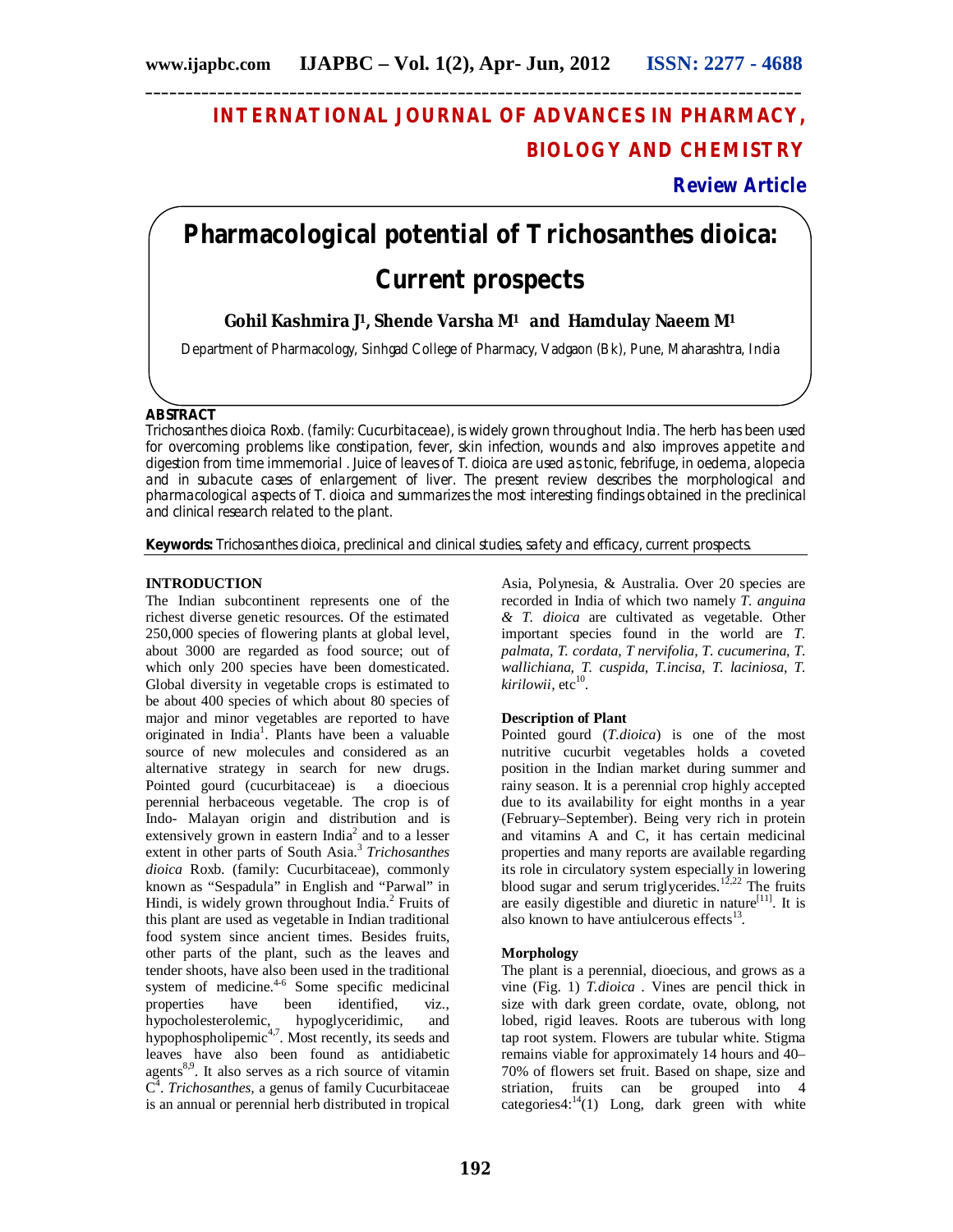# INTERNATIONAL JOURNAL OF ADVANCES IN PHARMACY, BIOLOGY AND CHEMISTRY

**Review Article**

# Pharmacological potential of Trichosanthes dioica: Current prospects

**Gohil Kashmira J[1], Shende Varsha M[1] and Hamdulay Naeem M[1]**

Department of Pharmacology, Sinhgad College of Pharmacy, Vadgaon (Bk), Pune, Maharashtra, India

## ABSTRACT

Trichosanthes dioica Roxb. (family: Cucurbitaceae), is widely grown throughout India. The herb has been used for overcoming problems like constipation, fever, skin infection, wounds and also improves appetite and digestion from time immemorial . Juice of leaves of T. dioica are used as tonic, febrifuge, in oedema, alopecia and in subacute cases of enlargement of liver. The present review describes the morphological and pharmacological aspects of T. dioica and summarizes the most interesting findings obtained in the preclinical and clinical research related to the plant.

**Keywords:** Trichosanthes dioica, preclinical and clinical studies, safety and efficacy, current prospects.

## INTRODUCTION

The Indian subcontinent represents one of the richest diverse genetic resources. Of the estimated 250,000 species of flowering plants at global level, about 3000 are regarded as food source; out of which only 200 species have been domesticated. Global diversity in vegetable crops is estimated to be about 400 species of which about 80 species of major and minor vegetables are reported to have originated in India[1]. Plants have been a valuable source of new molecules and considered as an alternative strategy in search for new drugs. Pointed gourd (cucurbitaceae) is a dioecious perennial herbaceous vegetable. The crop is of Indo- Malayan origin and distribution and is extensively grown in eastern India[2] and to a lesser extent in other parts of South Asia.[3] *Trichosanthes dioica* Roxb. (family: Cucurbitaceae), commonly known as "Sespadula" in English and "Parwal" in Hindi, is widely grown throughout India.[2] Fruits of this plant are used as vegetable in Indian traditional food system since ancient times. Besides fruits, other parts of the plant, such as the leaves and tender shoots, have also been used in the traditional system of medicine.[4-6] Some specific medicinal properties have been identified, viz., hypocholesterolemic, hypoglyceridimic, and hypophospholipemic[4,7]. Most recently, its seeds and leaves have also been found as antidiabetic agents[8,9]. It also serves as a rich source of vitamin C[4]. *Trichosanthes*, a genus of family Cucurbitaceae is an annual or perennial herb distributed in tropical Asia, Polynesia, & Australia. Over 20 species are recorded in India of which two namely *T. anguina & T. dioica* are cultivated as vegetable. Other important species found in the world are *T. palmata, T. cordata, T nervifolia, T. cucumerina, T. wallichiana, T. cuspida, T.incisa, T. laciniosa, T. kirilowii*, etc[10].

### Description of Plant

Pointed gourd (*T.dioica*) is one of the most nutritive cucurbit vegetables holds a coveted position in the Indian market during summer and rainy season. It is a perennial crop highly accepted due to its availability for eight months in a year (February–September). Being very rich in protein and vitamins A and C, it has certain medicinal properties and many reports are available regarding its role in circulatory system especially in lowering blood sugar and serum triglycerides.[12,22] The fruits are easily digestible and diuretic in nature[11]. It is also known to have antiulcerous effects[13].

### Morphology

The plant is a perennial, dioecious, and grows as a vine (Fig. 1) *T.dioica* . Vines are pencil thick in size with dark green cordate, ovate, oblong, not lobed, rigid leaves. Roots are tuberous with long tap root system. Flowers are tubular white. Stigma remains viable for approximately 14 hours and 40–70% of flowers set fruit. Based on shape, size and striation, fruits can be grouped into 4 categories4:[14](1) Long, dark green with white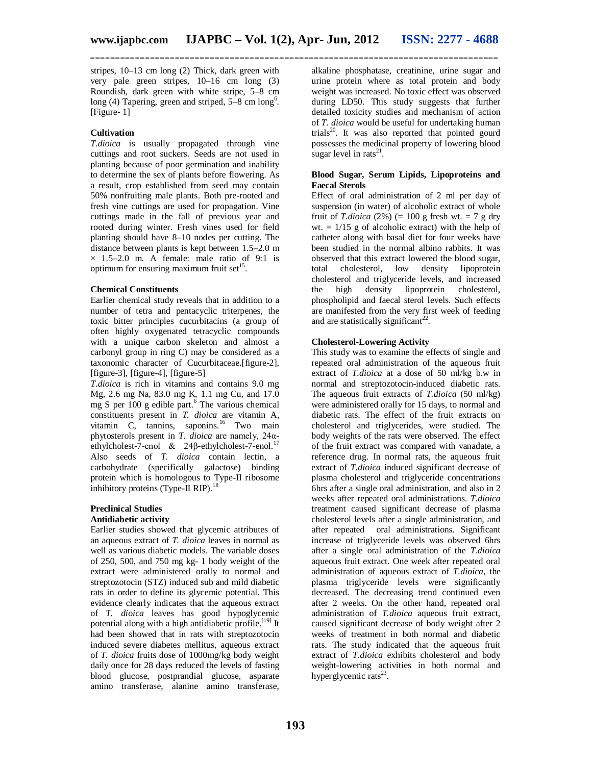stripes, 10–13 cm long (2) Thick, dark green with very pale green stripes, 10–16 cm long (3) Roundish, dark green with white stripe, 5–8 cm long (4) Tapering, green and striped, 5–8 cm long[6]. [Figure- 1]

**Cultivation**

*T.dioica* is usually propagated through vine cuttings and root suckers. Seeds are not used in planting because of poor germination and inability to determine the sex of plants before flowering. As a result, crop established from seed may contain 50% nonfruiting male plants. Both pre-rooted and fresh vine cuttings are used for propagation. Vine cuttings made in the fall of previous year and rooted during winter. Fresh vines used for field planting should have 8–10 nodes per cutting. The distance between plants is kept between 1.5–2.0 m × 1.5–2.0 m. A female: male ratio of 9:1 is optimum for ensuring maximum fruit set[15].

**Chemical Constituents**

Earlier chemical study reveals that in addition to a number of tetra and pentacyclic triterpenes, the toxic bitter principles cucurbitacins (a group of often highly oxygenated tetracyclic compounds with a unique carbon skeleton and almost a carbonyl group in ring C) may be considered as a taxonomic character of Cucurbitaceae.[figure-2], [figure-3], [figure-4], [figure-5]

*T.dioica* is rich in vitamins and contains 9.0 mg Mg, 2.6 mg Na, 83.0 mg K, 1.1 mg Cu, and 17.0 mg S per 100 g edible part.[6] The various chemical constituents present in *T. dioica* are vitamin A, vitamin C, tannins, saponins.[16] Two main phytosterols present in *T. dioica* are namely, 24α-ethylcholest-7-enol & 24β-ethylcholest-7-enol.[17] Also seeds of *T. dioica* contain lectin, a carbohydrate (specifically galactose) binding protein which is homologous to Type-II ribosome inhibitory proteins (Type-II RIP).[18]

**Preclinical Studies**

**Antidiabetic activity**

Earlier studies showed that glycemic attributes of an aqueous extract of *T. dioica* leaves in normal as well as various diabetic models. The variable doses of 250, 500, and 750 mg kg- 1 body weight of the extract were administered orally to normal and streptozotocin (STZ) induced sub and mild diabetic rats in order to define its glycemic potential. This evidence clearly indicates that the aqueous extract of *T. dioica* leaves has good hypoglycemic potential along with a high antidiabetic profile.[19] It had been showed that in rats with streptozotocin induced severe diabetes mellitus, aqueous extract of *T. dioica* fruits dose of 1000mg/kg body weight daily once for 28 days reduced the levels of fasting blood glucose, postprandial glucose, asparate amino transferase, alanine amino transferase, alkaline phosphatase, creatinine, urine sugar and urine protein where as total protein and body weight was increased. No toxic effect was observed during LD50. This study suggests that further detailed toxicity studies and mechanism of action of *T. dioica* would be useful for undertaking human trials[20]. It was also reported that pointed gourd possesses the medicinal property of lowering blood sugar level in rats[21].

**Blood Sugar, Serum Lipids, Lipoproteins and Faecal Sterols**

Effect of oral administration of 2 ml per day of suspension (in water) of alcoholic extract of whole fruit of *T.dioica* (2%) (= 100 g fresh wt. = 7 g dry wt. = 1/15 g of alcoholic extract) with the help of catheter along with basal diet for four weeks have been studied in the normal albino rabbits. It was observed that this extract lowered the blood sugar, total cholesterol, low density lipoprotein cholesterol and triglyceride levels, and increased the high density lipoprotein cholesterol, phospholipid and faecal sterol levels. Such effects are manifested from the very first week of feeding and are statistically significant[22].

**Cholesterol-Lowering Activity**

This study was to examine the effects of single and repeated oral administration of the aqueous fruit extract of *T.dioica* at a dose of 50 ml/kg b.w in normal and streptozotocin-induced diabetic rats. The aqueous fruit extracts of *T.dioica* (50 ml/kg) were administered orally for 15 days, to normal and diabetic rats. The effect of the fruit extracts on cholesterol and triglycerides, were studied. The body weights of the rats were observed. The effect of the fruit extract was compared with vanadate, a reference drug. In normal rats, the aqueous fruit extract of *T.dioica* induced significant decrease of plasma cholesterol and triglyceride concentrations 6hrs after a single oral administration, and also in 2 weeks after repeated oral administrations. *T.dioica* treatment caused significant decrease of plasma cholesterol levels after a single administration, and after repeated oral administrations. Significant increase of triglyceride levels was observed 6hrs after a single oral administration of the *T.dioica* aqueous fruit extract. One week after repeated oral administration of aqueous extract of *T.dioica*, the plasma triglyceride levels were significantly decreased. The decreasing trend continued even after 2 weeks. On the other hand, repeated oral administration of *T.dioica* aqueous fruit extract, caused significant decrease of body weight after 2 weeks of treatment in both normal and diabetic rats. The study indicated that the aqueous fruit extract of *T.dioica* exhibits cholesterol and body weight-lowering activities in both normal and hyperglycemic rats[23].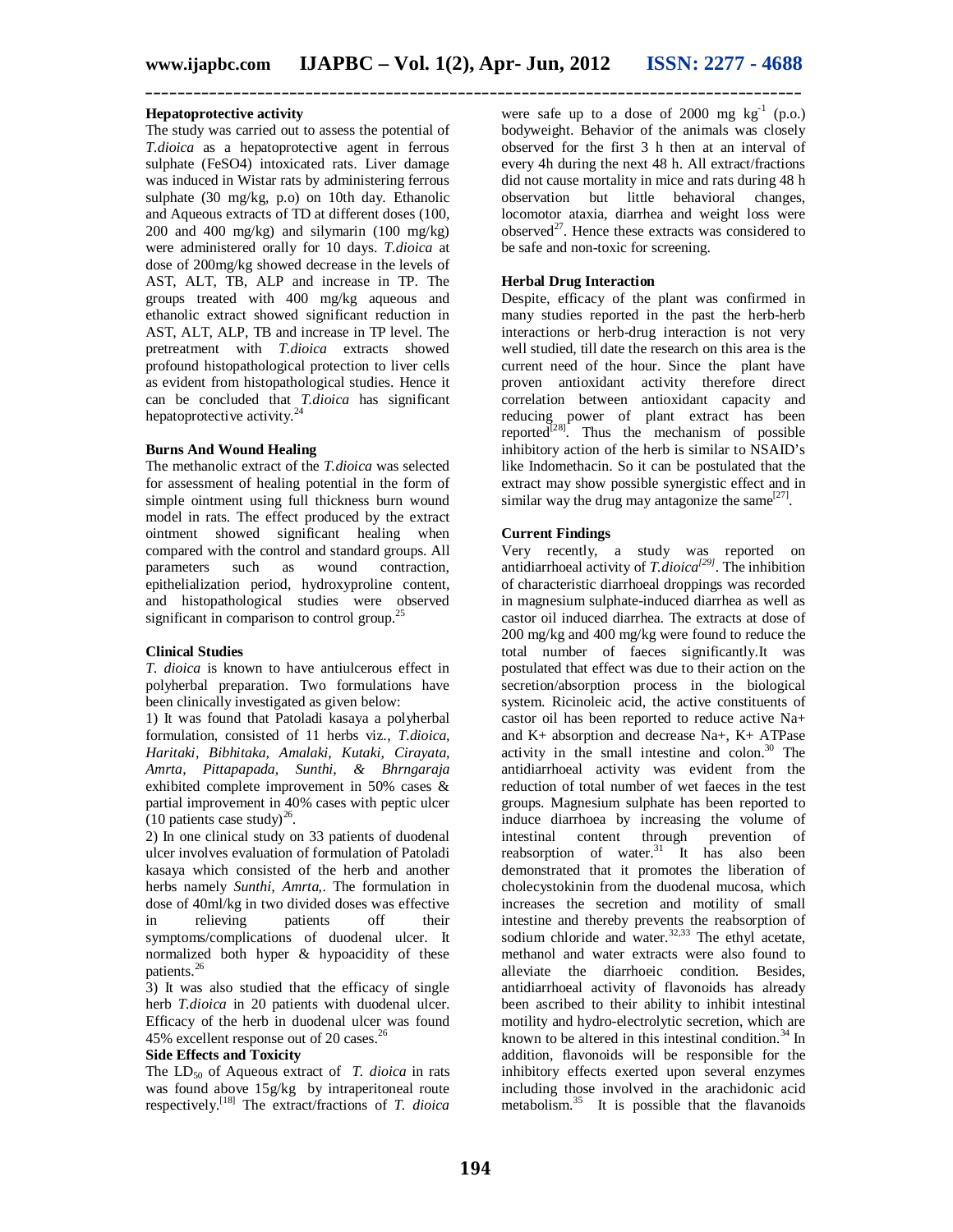### Hepatoprotective activity

The study was carried out to assess the potential of *T.dioica* as a hepatoprotective agent in ferrous sulphate ($FeSO_4$) intoxicated rats. Liver damage was induced in Wistar rats by administering ferrous sulphate (30 mg/kg, p.o) on 10th day. Ethanolic and Aqueous extracts of TD at different doses (100, 200 and 400 mg/kg) and silymarin (100 mg/kg) were administered orally for 10 days. *T.dioica* at dose of 200mg/kg showed decrease in the levels of AST, ALT, TB, ALP and increase in TP. The groups treated with 400 mg/kg aqueous and ethanolic extract showed significant reduction in AST, ALT, ALP, TB and increase in TP level. The pretreatment with *T.dioica* extracts showed profound histopathological protection to liver cells as evident from histopathological studies. Hence it can be concluded that *T.dioica* has significant hepatoprotective activity.[24]

### Burns And Wound Healing

The methanolic extract of the *T.dioica* was selected for assessment of healing potential in the form of simple ointment using full thickness burn wound model in rats. The effect produced by the extract ointment showed significant healing when compared with the control and standard groups. All parameters such as wound contraction, epithelialization period, hydroxyproline content, and histopathological studies were observed significant in comparison to control group.[25]

### Clinical Studies

*T. dioica* is known to have antiulcerous effect in polyherbal preparation. Two formulations have been clinically investigated as given below:

1) It was found that Patoladi kasaya a polyherbal formulation, consisted of 11 herbs viz., *T.dioica, Haritaki, Bibhitaka, Amalaki, Kutaki, Cirayata, Amrta, Pittapapada, Sunthi, & Bhrngaraja* exhibited complete improvement in 50% cases & partial improvement in 40% cases with peptic ulcer (10 patients case study)[26].

2) In one clinical study on 33 patients of duodenal ulcer involves evaluation of formulation of Patoladi kasaya which consisted of the herb and another herbs namely *Sunthi, Amrta,*. The formulation in dose of 40ml/kg in two divided doses was effective in relieving patients off their symptoms/complications of duodenal ulcer. It normalized both hyper & hypoacidity of these patients.[26]

3) It was also studied that the efficacy of single herb *T.dioica* in 20 patients with duodenal ulcer. Efficacy of the herb in duodenal ulcer was found 45% excellent response out of 20 cases.[26]

### Side Effects and Toxicity

The $LD_{50}$ of Aqueous extract of *T. dioica* in rats was found above 15g/kg by intraperitoneal route respectively.[18] The extract/fractions of *T. dioica* were safe up to a dose of 2000 mg $kg^{-1}$ (p.o.) bodyweight. Behavior of the animals was closely observed for the first 3 h then at an interval of every 4h during the next 48 h. All extract/fractions did not cause mortality in mice and rats during 48 h observation but little behavioral changes, locomotor ataxia, diarrhea and weight loss were observed[27]. Hence these extracts was considered to be safe and non-toxic for screening.

### Herbal Drug Interaction

Despite, efficacy of the plant was confirmed in many studies reported in the past the herb-herb interactions or herb-drug interaction is not very well studied, till date the research on this area is the current need of the hour. Since the plant have proven antioxidant activity therefore direct correlation between antioxidant capacity and reducing power of plant extract has been reported[28]. Thus the mechanism of possible inhibitory action of the herb is similar to NSAID's like Indomethacin. So it can be postulated that the extract may show possible synergistic effect and in similar way the drug may antagonize the same[27].

### Current Findings

Very recently, a study was reported on antidiarrhoeal activity of *T.dioica*[29]. The inhibition of characteristic diarrhoeal droppings was recorded in magnesium sulphate-induced diarrhea as well as castor oil induced diarrhea. The extracts at dose of 200 mg/kg and 400 mg/kg were found to reduce the total number of faeces significantly.It was postulated that effect was due to their action on the secretion/absorption process in the biological system. Ricinoleic acid, the active constituents of castor oil has been reported to reduce active $Na^+$ and $K^+$ absorption and decrease $Na^+$, $K^+$ ATPase activity in the small intestine and colon.[30] The antidiarrhoeal activity was evident from the reduction of total number of wet faeces in the test groups. Magnesium sulphate has been reported to induce diarrhoea by increasing the volume of intestinal content through prevention of reabsorption of water.[31] It has also been demonstrated that it promotes the liberation of cholecystokinin from the duodenal mucosa, which increases the secretion and motility of small intestine and thereby prevents the reabsorption of sodium chloride and water.[32,33] The ethyl acetate, methanol and water extracts were also found to alleviate the diarrhoeic condition. Besides, antidiarrhoeal activity of flavonoids has already been ascribed to their ability to inhibit intestinal motility and hydro-electrolytic secretion, which are known to be altered in this intestinal condition.[34] In addition, flavonoids will be responsible for the inhibitory effects exerted upon several enzymes including those involved in the arachidonic acid metabolism.[35] It is possible that the flavanoids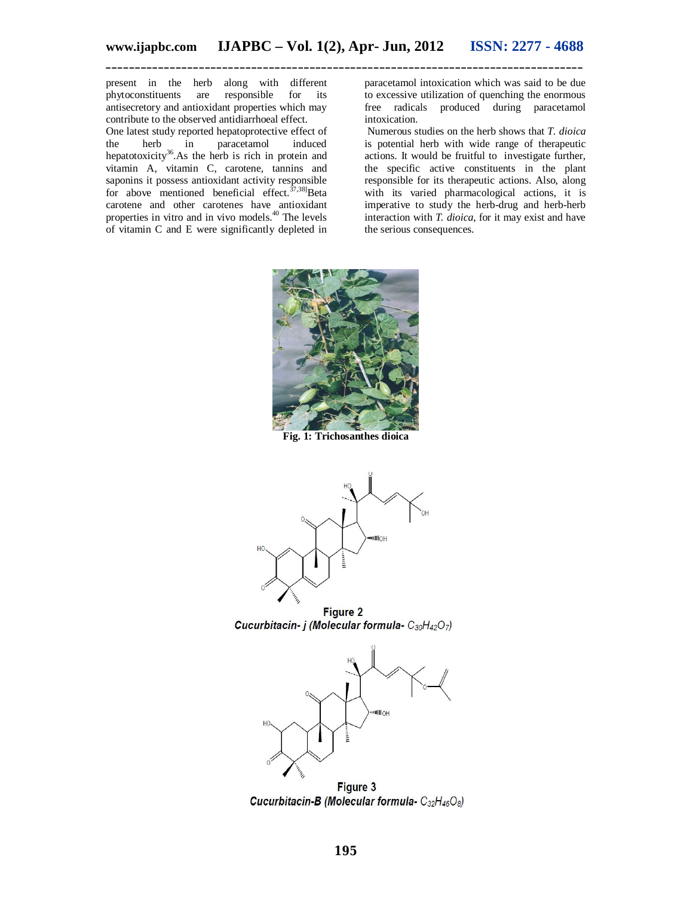present in the herb along with different phytoconstituents are responsible for its antisecretory and antioxidant properties which may contribute to the observed antidiarrhoeal effect.

One latest study reported hepatoprotective effect of the herb in paracetamol induced hepatotoxicity[36].As the herb is rich in protein and vitamin A, vitamin C, carotene, tannins and saponins it possess antioxidant activity responsible for above mentioned beneficial effect.[37,38]Beta carotene and other carotenes have antioxidant properties in vitro and in vivo models.[40] The levels of vitamin C and E were significantly depleted in paracetamol intoxication which was said to be due to excessive utilization of quenching the enormous free radicals produced during paracetamol intoxication.

Numerous studies on the herb shows that *T. dioica* is potential herb with wide range of therapeutic actions. It would be fruitful to investigate further, the specific active constituents in the plant responsible for its therapeutic actions. Also, along with its varied pharmacological actions, it is imperative to study the herb-drug and herb-herb interaction with *T. dioica*, for it may exist and have the serious consequences.

**Fig. 1: Trichosanthes dioica**

**Figure 2**

***Cucurbitacin- j (Molecular formula-*** $C_{30}H_{42}O_7$***)***

**Figure 3**

***Cucurbitacin-B (Molecular formula-*** $C_{32}H_{46}O_8$***)***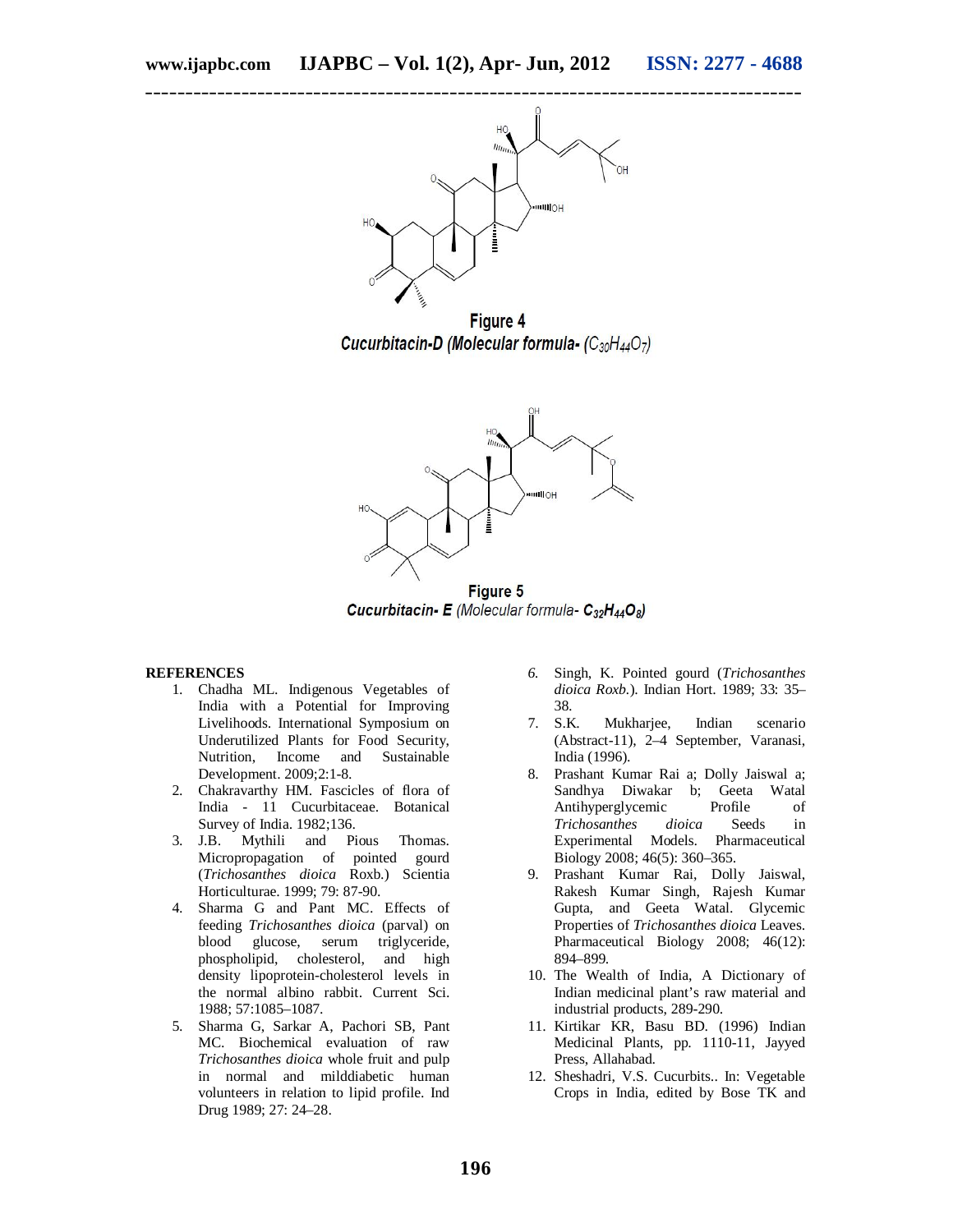Figure 4

*Cucurbitacin-D (Molecular formula- ($C_{30}H_{44}O_7$)*

Figure 5

*Cucurbitacin- E (Molecular formula- $C_{32}H_{44}O_8$)*

**REFERENCES**

1. Chadha ML. Indigenous Vegetables of India with a Potential for Improving Livelihoods. International Symposium on Underutilized Plants for Food Security, Nutrition, Income and Sustainable Development. 2009;2:1-8.
2. Chakravarthy HM. Fascicles of flora of India - 11 Cucurbitaceae. Botanical Survey of India. 1982;136.
3. J.B. Mythili and Pious Thomas. Micropropagation of pointed gourd (*Trichosanthes dioica* Roxb.) Scientia Horticulturae. 1999; 79: 87-90.
4. Sharma G and Pant MC. Effects of feeding *Trichosanthes dioica* (parval) on blood glucose, serum triglyceride, phospholipid, cholesterol, and high density lipoprotein-cholesterol levels in the normal albino rabbit. Current Sci. 1988; 57:1085–1087.
5. Sharma G, Sarkar A, Pachori SB, Pant MC. Biochemical evaluation of raw *Trichosanthes dioica* whole fruit and pulp in normal and milddiabetic human volunteers in relation to lipid profile. Ind Drug 1989; 27: 24–28.
6. Singh, K. Pointed gourd (*Trichosanthes dioica Roxb.*). Indian Hort. 1989; 33: 35–38.
7. S.K. Mukharjee, Indian scenario (Abstract-11), 2–4 September, Varanasi, India (1996).
8. Prashant Kumar Rai a; Dolly Jaiswal a; Sandhya Diwakar b; Geeta Watal Antihyperglycemic Profile of *Trichosanthes dioica* Seeds in Experimental Models. Pharmaceutical Biology 2008; 46(5): 360–365.
9. Prashant Kumar Rai, Dolly Jaiswal, Rakesh Kumar Singh, Rajesh Kumar Gupta, and Geeta Watal. Glycemic Properties of *Trichosanthes dioica* Leaves. Pharmaceutical Biology 2008; 46(12): 894–899.
10. The Wealth of India, A Dictionary of Indian medicinal plant's raw material and industrial products, 289-290.
11. Kirtikar KR, Basu BD. (1996) Indian Medicinal Plants, pp. 1110-11, Jayyed Press, Allahabad.
12. Sheshadri, V.S. Cucurbits.. In: Vegetable Crops in India, edited by Bose TK and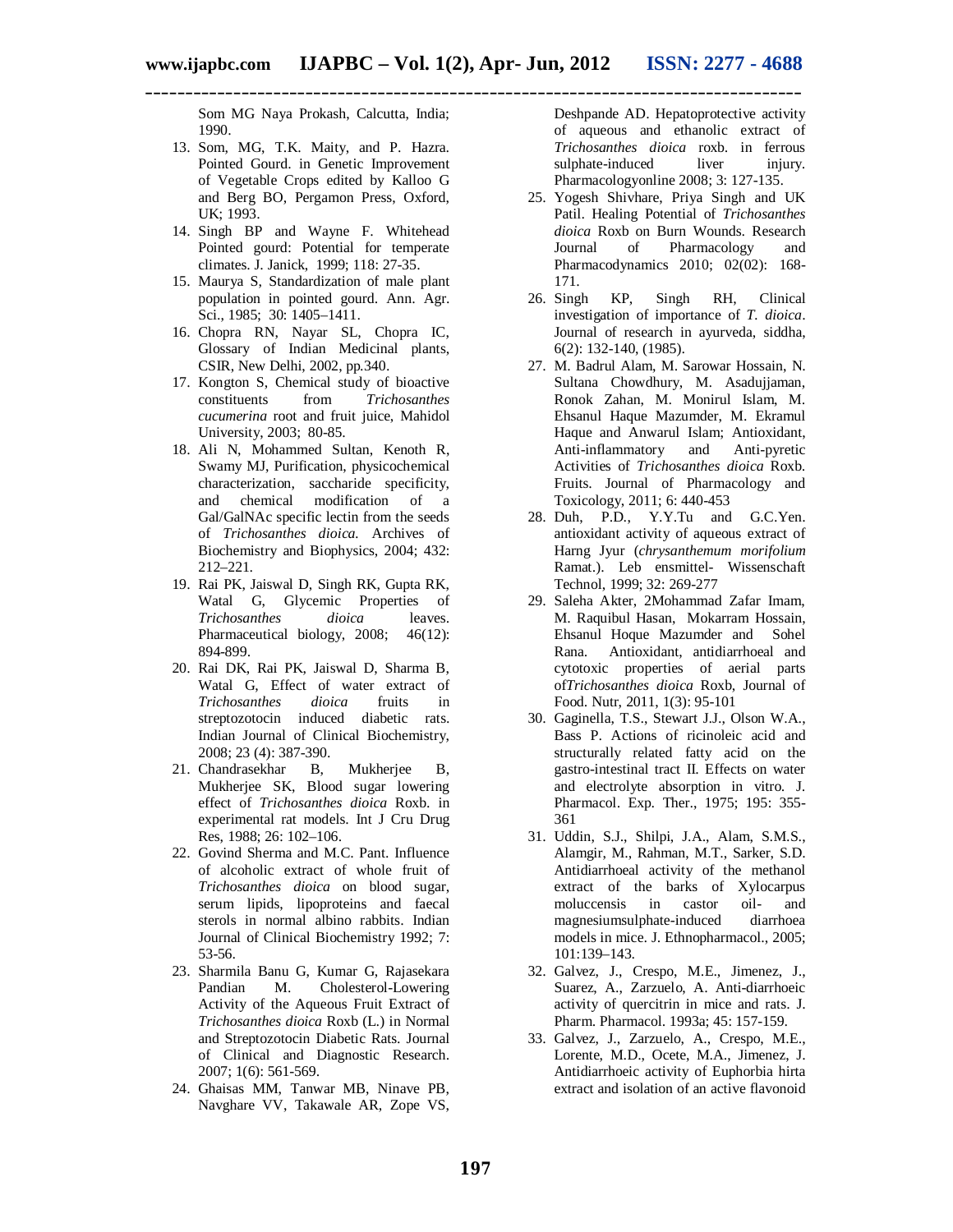Som MG Naya Prokash, Calcutta, India; 1990.

13. Som, MG, T.K. Maity, and P. Hazra. Pointed Gourd. in Genetic Improvement of Vegetable Crops edited by Kalloo G and Berg BO, Pergamon Press, Oxford, UK; 1993.
14. Singh BP and Wayne F. Whitehead Pointed gourd: Potential for temperate climates. J. Janick, 1999; 118: 27-35.
15. Maurya S, Standardization of male plant population in pointed gourd. Ann. Agr. Sci., 1985; 30: 1405–1411.
16. Chopra RN, Nayar SL, Chopra IC, Glossary of Indian Medicinal plants, CSIR, New Delhi, 2002, pp.340.
17. Kongton S, Chemical study of bioactive constituents from *Trichosanthes cucumerina* root and fruit juice, Mahidol University, 2003; 80-85.
18. Ali N, Mohammed Sultan, Kenoth R, Swamy MJ, Purification, physicochemical characterization, saccharide specificity, and chemical modification of a Gal/GalNAc specific lectin from the seeds of *Trichosanthes dioica.* Archives of Biochemistry and Biophysics, 2004; 432: 212–221.
19. Rai PK, Jaiswal D, Singh RK, Gupta RK, Watal G, Glycemic Properties of *Trichosanthes dioica* leaves. Pharmaceutical biology, 2008; 46(12): 894-899.
20. Rai DK, Rai PK, Jaiswal D, Sharma B, Watal G, Effect of water extract of *Trichosanthes dioica* fruits in streptozotocin induced diabetic rats. Indian Journal of Clinical Biochemistry, 2008; 23 (4): 387-390.
21. Chandrasekhar B, Mukherjee B, Mukherjee SK, Blood sugar lowering effect of *Trichosanthes dioica* Roxb. in experimental rat models. Int J Cru Drug Res, 1988; 26: 102–106.
22. Govind Sherma and M.C. Pant. Influence of alcoholic extract of whole fruit of *Trichosanthes dioica* on blood sugar, serum lipids, lipoproteins and faecal sterols in normal albino rabbits. Indian Journal of Clinical Biochemistry 1992; 7: 53-56.
23. Sharmila Banu G, Kumar G, Rajasekara Pandian M. Cholesterol-Lowering Activity of the Aqueous Fruit Extract of *Trichosanthes dioica* Roxb (L.) in Normal and Streptozotocin Diabetic Rats. Journal of Clinical and Diagnostic Research. 2007; 1(6): 561-569.
24. Ghaisas MM, Tanwar MB, Ninave PB, Navghare VV, Takawale AR, Zope VS, Deshpande AD. Hepatoprotective activity of aqueous and ethanolic extract of *Trichosanthes dioica* roxb. in ferrous sulphate-induced liver injury. Pharmacologyonline 2008; 3: 127-135.
25. Yogesh Shivhare, Priya Singh and UK Patil. Healing Potential of *Trichosanthes dioica* Roxb on Burn Wounds. Research Journal of Pharmacology and Pharmacodynamics 2010; 02(02): 168-171.
26. Singh KP, Singh RH, Clinical investigation of importance of *T. dioica*. Journal of research in ayurveda, siddha, 6(2): 132-140, (1985).
27. M. Badrul Alam, M. Sarowar Hossain, N. Sultana Chowdhury, M. Asadujjaman, Ronok Zahan, M. Monirul Islam, M. Ehsanul Haque Mazumder, M. Ekramul Haque and Anwarul Islam; Antioxidant, Anti-inflammatory and Anti-pyretic Activities of *Trichosanthes dioica* Roxb. Fruits. Journal of Pharmacology and Toxicology, 2011; 6: 440-453
28. Duh, P.D., Y.Y.Tu and G.C.Yen. antioxidant activity of aqueous extract of Harng Jyur (*chrysanthemum morifolium* Ramat.). Leb ensmittel- Wissenschaft Technol, 1999; 32: 269-277
29. Saleha Akter, 2Mohammad Zafar Imam, M. Raquibul Hasan, Mokarram Hossain, Ehsanul Hoque Mazumder and Sohel Rana. Antioxidant, antidiarrhoeal and cytotoxic properties of aerial parts of*Trichosanthes dioica* Roxb, Journal of Food. Nutr, 2011, 1(3): 95-101
30. Gaginella, T.S., Stewart J.J., Olson W.A., Bass P. Actions of ricinoleic acid and structurally related fatty acid on the gastro-intestinal tract II. Effects on water and electrolyte absorption in vitro. J. Pharmacol. Exp. Ther., 1975; 195: 355-361
31. Uddin, S.J., Shilpi, J.A., Alam, S.M.S., Alamgir, M., Rahman, M.T., Sarker, S.D. Antidiarrhoeal activity of the methanol extract of the barks of Xylocarpus moluccensis in castor oil- and magnesiumsulphate-induced diarrhoea models in mice. J. Ethnopharmacol., 2005; 101:139–143.
32. Galvez, J., Crespo, M.E., Jimenez, J., Suarez, A., Zarzuelo, A. Anti-diarrhoeic activity of quercitrin in mice and rats. J. Pharm. Pharmacol. 1993a; 45: 157-159.
33. Galvez, J., Zarzuelo, A., Crespo, M.E., Lorente, M.D., Ocete, M.A., Jimenez, J. Antidiarrhoeic activity of Euphorbia hirta extract and isolation of an active flavonoid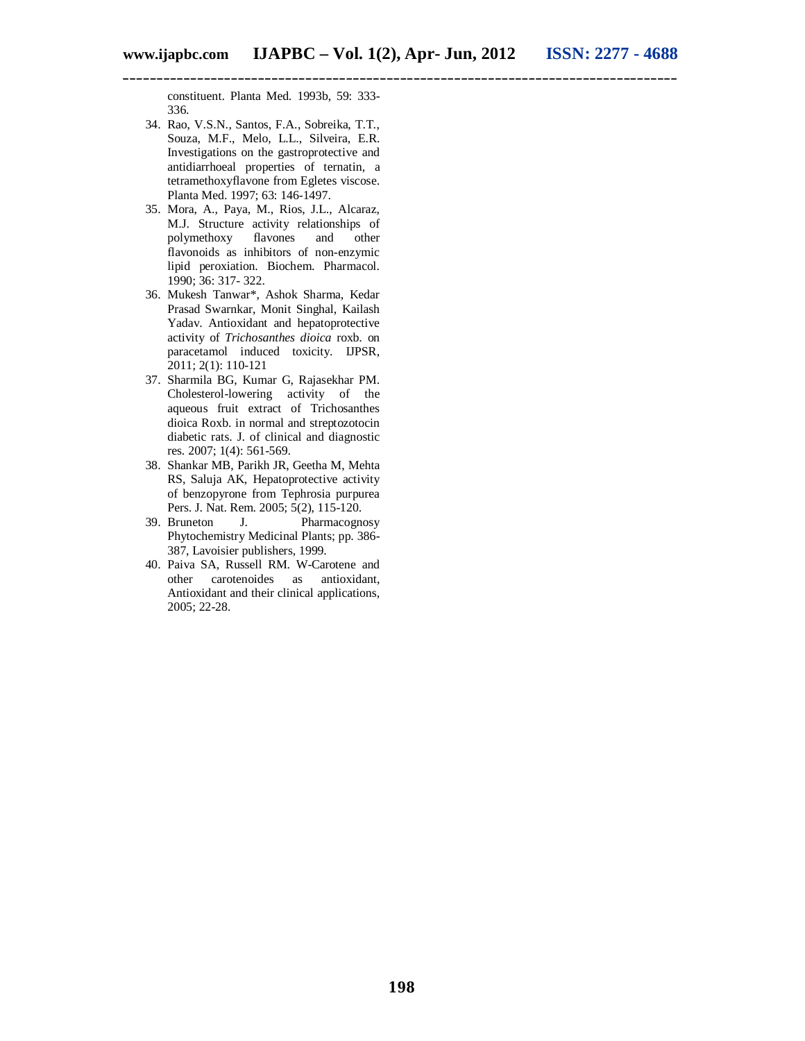constituent. Planta Med. 1993b, 59: 333-336.

34. Rao, V.S.N., Santos, F.A., Sobreika, T.T., Souza, M.F., Melo, L.L., Silveira, E.R. Investigations on the gastroprotective and antidiarrhoeal properties of ternatin, a tetramethoxyflavone from Egletes viscose. Planta Med. 1997; 63: 146-1497.
35. Mora, A., Paya, M., Rios, J.L., Alcaraz, M.J. Structure activity relationships of polymethoxy flavones and other flavonoids as inhibitors of non-enzymic lipid peroxiation. Biochem. Pharmacol. 1990; 36: 317- 322.
36. Mukesh Tanwar*, Ashok Sharma, Kedar Prasad Swarnkar, Monit Singhal, Kailash Yadav. Antioxidant and hepatoprotective activity of *Trichosanthes dioica* roxb. on paracetamol induced toxicity. IJPSR, 2011; 2(1): 110-121
37. Sharmila BG, Kumar G, Rajasekhar PM. Cholesterol-lowering activity of the aqueous fruit extract of Trichosanthes dioica Roxb. in normal and streptozotocin diabetic rats. J. of clinical and diagnostic res. 2007; 1(4): 561-569.
38. Shankar MB, Parikh JR, Geetha M, Mehta RS, Saluja AK, Hepatoprotective activity of benzopyrone from Tephrosia purpurea Pers. J. Nat. Rem. 2005; 5(2), 115-120.
39. Bruneton J. Pharmacognosy Phytochemistry Medicinal Plants; pp. 386-387, Lavoisier publishers, 1999.
40. Paiva SA, Russell RM. W-Carotene and other carotenoides as antioxidant, Antioxidant and their clinical applications, 2005; 22-28.